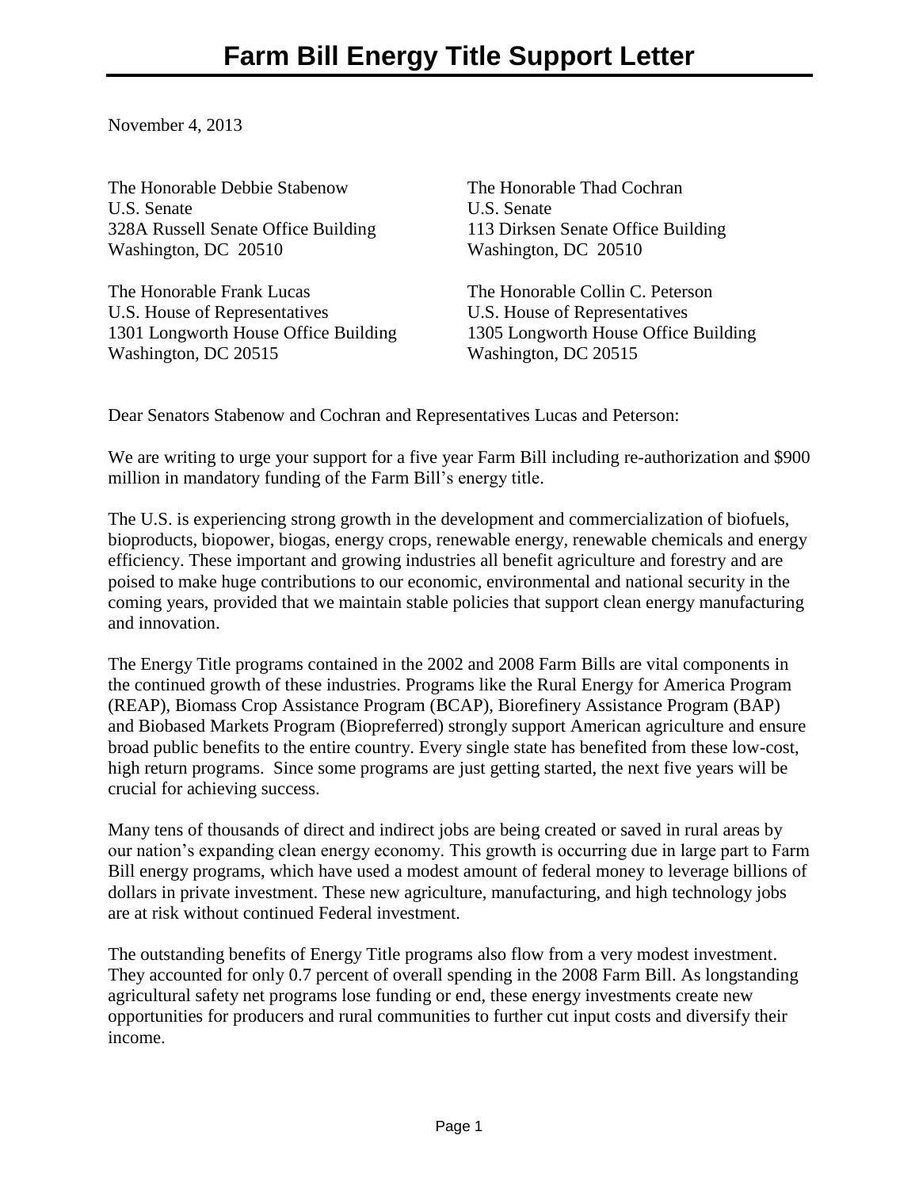# Farm Bill Energy Title Support Letter

November 4, 2013

The Honorable Debbie Stabenow
U.S. Senate
328A Russell Senate Office Building
Washington, DC 20510

The Honorable Thad Cochran
U.S. Senate
113 Dirksen Senate Office Building
Washington, DC 20510

The Honorable Frank Lucas
U.S. House of Representatives
1301 Longworth House Office Building
Washington, DC 20515

The Honorable Collin C. Peterson
U.S. House of Representatives
1305 Longworth House Office Building
Washington, DC 20515

Dear Senators Stabenow and Cochran and Representatives Lucas and Peterson:

We are writing to urge your support for a five year Farm Bill including re-authorization and $900 million in mandatory funding of the Farm Bill's energy title.

The U.S. is experiencing strong growth in the development and commercialization of biofuels, bioproducts, biopower, biogas, energy crops, renewable energy, renewable chemicals and energy efficiency. These important and growing industries all benefit agriculture and forestry and are poised to make huge contributions to our economic, environmental and national security in the coming years, provided that we maintain stable policies that support clean energy manufacturing and innovation.

The Energy Title programs contained in the 2002 and 2008 Farm Bills are vital components in the continued growth of these industries. Programs like the Rural Energy for America Program (REAP), Biomass Crop Assistance Program (BCAP), Biorefinery Assistance Program (BAP) and Biobased Markets Program (Biopreferred) strongly support American agriculture and ensure broad public benefits to the entire country. Every single state has benefited from these low-cost, high return programs. Since some programs are just getting started, the next five years will be crucial for achieving success.

Many tens of thousands of direct and indirect jobs are being created or saved in rural areas by our nation's expanding clean energy economy. This growth is occurring due in large part to Farm Bill energy programs, which have used a modest amount of federal money to leverage billions of dollars in private investment. These new agriculture, manufacturing, and high technology jobs are at risk without continued Federal investment.

The outstanding benefits of Energy Title programs also flow from a very modest investment. They accounted for only 0.7 percent of overall spending in the 2008 Farm Bill. As longstanding agricultural safety net programs lose funding or end, these energy investments create new opportunities for producers and rural communities to further cut input costs and diversify their income.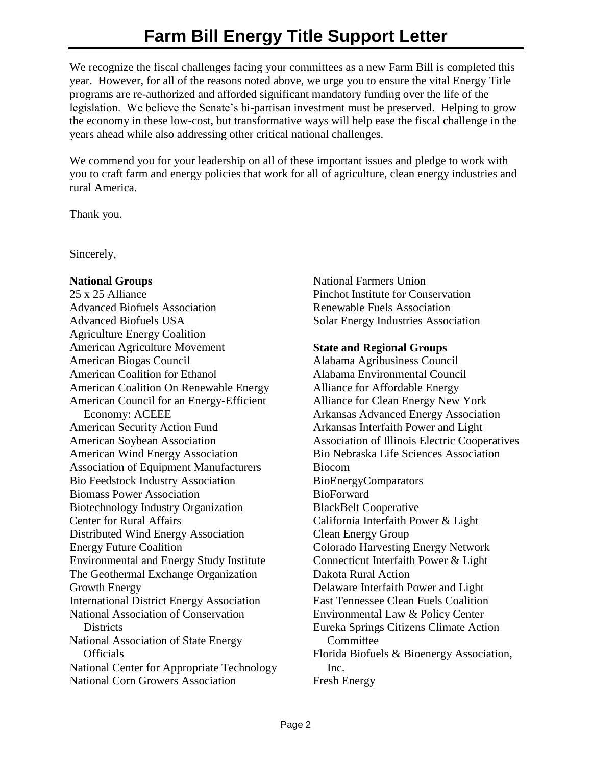# Farm Bill Energy Title Support Letter

We recognize the fiscal challenges facing your committees as a new Farm Bill is completed this year. However, for all of the reasons noted above, we urge you to ensure the vital Energy Title programs are re-authorized and afforded significant mandatory funding over the life of the legislation. We believe the Senate's bi-partisan investment must be preserved. Helping to grow the economy in these low-cost, but transformative ways will help ease the fiscal challenge in the years ahead while also addressing other critical national challenges.

We commend you for your leadership on all of these important issues and pledge to work with you to craft farm and energy policies that work for all of agriculture, clean energy industries and rural America.

Thank you.

Sincerely,

**National Groups**
25 x 25 Alliance
Advanced Biofuels Association
Advanced Biofuels USA
Agriculture Energy Coalition
American Agriculture Movement
American Biogas Council
American Coalition for Ethanol
American Coalition On Renewable Energy
American Council for an Energy-Efficient Economy: ACEEE
American Security Action Fund
American Soybean Association
American Wind Energy Association
Association of Equipment Manufacturers
Bio Feedstock Industry Association
Biomass Power Association
Biotechnology Industry Organization
Center for Rural Affairs
Distributed Wind Energy Association
Energy Future Coalition
Environmental and Energy Study Institute
The Geothermal Exchange Organization
Growth Energy
International District Energy Association
National Association of Conservation Districts
National Association of State Energy Officials
National Center for Appropriate Technology
National Corn Growers Association
National Farmers Union
Pinchot Institute for Conservation
Renewable Fuels Association
Solar Energy Industries Association

**State and Regional Groups**
Alabama Agribusiness Council
Alabama Environmental Council
Alliance for Affordable Energy
Alliance for Clean Energy New York
Arkansas Advanced Energy Association
Arkansas Interfaith Power and Light
Association of Illinois Electric Cooperatives
Bio Nebraska Life Sciences Association
Biocom
BioEnergyComparators
BioForward
BlackBelt Cooperative
California Interfaith Power & Light
Clean Energy Group
Colorado Harvesting Energy Network
Connecticut Interfaith Power & Light
Dakota Rural Action
Delaware Interfaith Power and Light
East Tennessee Clean Fuels Coalition
Environmental Law & Policy Center
Eureka Springs Citizens Climate Action Committee
Florida Biofuels & Bioenergy Association, Inc.
Fresh Energy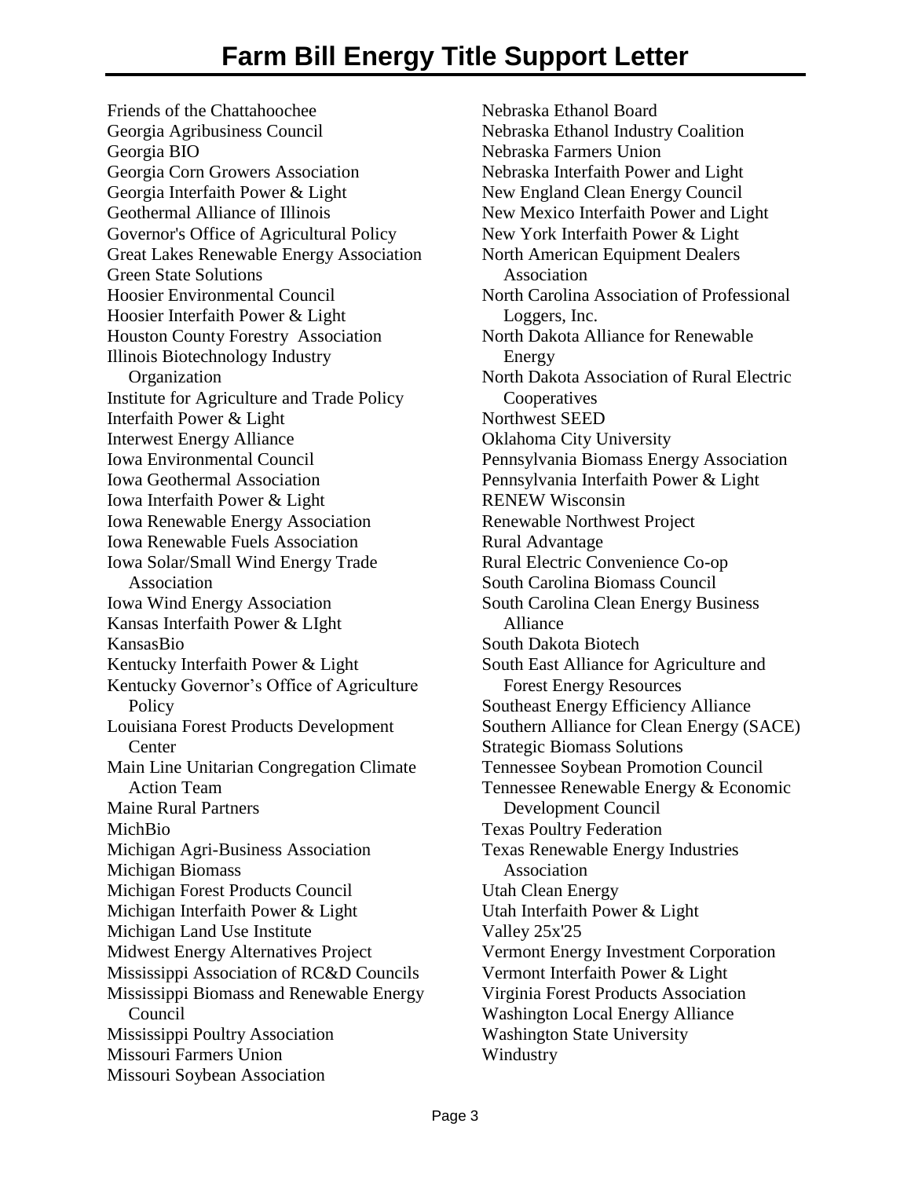# Farm Bill Energy Title Support Letter

Friends of the Chattahoochee
Georgia Agribusiness Council
Georgia BIO
Georgia Corn Growers Association
Georgia Interfaith Power & Light
Geothermal Alliance of Illinois
Governor's Office of Agricultural Policy
Great Lakes Renewable Energy Association
Green State Solutions
Hoosier Environmental Council
Hoosier Interfaith Power & Light
Houston County Forestry Association
Illinois Biotechnology Industry Organization
Institute for Agriculture and Trade Policy
Interfaith Power & Light
Interwest Energy Alliance
Iowa Environmental Council
Iowa Geothermal Association
Iowa Interfaith Power & Light
Iowa Renewable Energy Association
Iowa Renewable Fuels Association
Iowa Solar/Small Wind Energy Trade Association
Iowa Wind Energy Association
Kansas Interfaith Power & LIght
KansasBio
Kentucky Interfaith Power & Light
Kentucky Governor's Office of Agriculture Policy
Louisiana Forest Products Development Center
Main Line Unitarian Congregation Climate Action Team
Maine Rural Partners
MichBio
Michigan Agri-Business Association
Michigan Biomass
Michigan Forest Products Council
Michigan Interfaith Power & Light
Michigan Land Use Institute
Midwest Energy Alternatives Project
Mississippi Association of RC&D Councils
Mississippi Biomass and Renewable Energy Council
Mississippi Poultry Association
Missouri Farmers Union
Missouri Soybean Association
Nebraska Ethanol Board
Nebraska Ethanol Industry Coalition
Nebraska Farmers Union
Nebraska Interfaith Power and Light
New England Clean Energy Council
New Mexico Interfaith Power and Light
New York Interfaith Power & Light
North American Equipment Dealers Association
North Carolina Association of Professional Loggers, Inc.
North Dakota Alliance for Renewable Energy
North Dakota Association of Rural Electric Cooperatives
Northwest SEED
Oklahoma City University
Pennsylvania Biomass Energy Association
Pennsylvania Interfaith Power & Light
RENEW Wisconsin
Renewable Northwest Project
Rural Advantage
Rural Electric Convenience Co-op
South Carolina Biomass Council
South Carolina Clean Energy Business Alliance
South Dakota Biotech
South East Alliance for Agriculture and Forest Energy Resources
Southeast Energy Efficiency Alliance
Southern Alliance for Clean Energy (SACE)
Strategic Biomass Solutions
Tennessee Soybean Promotion Council
Tennessee Renewable Energy & Economic Development Council
Texas Poultry Federation
Texas Renewable Energy Industries Association
Utah Clean Energy
Utah Interfaith Power & Light
Valley 25x'25
Vermont Energy Investment Corporation
Vermont Interfaith Power & Light
Virginia Forest Products Association
Washington Local Energy Alliance
Washington State University
Windustry